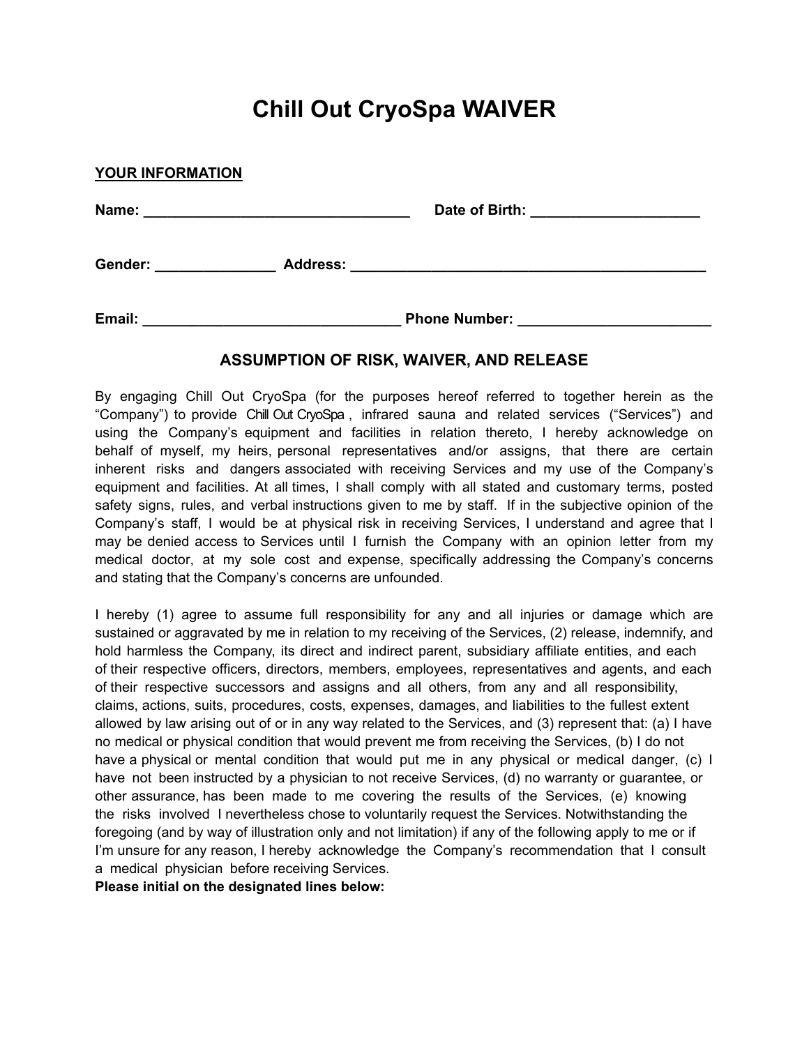# Chill Out CryoSpa WAIVER

**YOUR INFORMATION**

**Name: _________________________________ Date of Birth: _____________________**

**Gender: _______________ Address: _____________________________________________**

**Email: ________________________________ Phone Number: ________________________**

## ASSUMPTION OF RISK, WAIVER, AND RELEASE

By engaging Chill Out CryoSpa (for the purposes hereof referred to together herein as the "Company") to provide Chill Out CryoSpa , infrared sauna and related services ("Services") and using the Company's equipment and facilities in relation thereto, I hereby acknowledge on behalf of myself, my heirs, personal representatives and/or assigns, that there are certain inherent risks and dangers associated with receiving Services and my use of the Company's equipment and facilities. At all times, I shall comply with all stated and customary terms, posted safety signs, rules, and verbal instructions given to me by staff. If in the subjective opinion of the Company's staff, I would be at physical risk in receiving Services, I understand and agree that I may be denied access to Services until I furnish the Company with an opinion letter from my medical doctor, at my sole cost and expense, specifically addressing the Company's concerns and stating that the Company's concerns are unfounded.

I hereby (1) agree to assume full responsibility for any and all injuries or damage which are sustained or aggravated by me in relation to my receiving of the Services, (2) release, indemnify, and hold harmless the Company, its direct and indirect parent, subsidiary affiliate entities, and each of their respective officers, directors, members, employees, representatives and agents, and each of their respective successors and assigns and all others, from any and all responsibility, claims, actions, suits, procedures, costs, expenses, damages, and liabilities to the fullest extent allowed by law arising out of or in any way related to the Services, and (3) represent that: (a) I have no medical or physical condition that would prevent me from receiving the Services, (b) I do not have a physical or mental condition that would put me in any physical or medical danger, (c) I have not been instructed by a physician to not receive Services, (d) no warranty or guarantee, or other assurance, has been made to me covering the results of the Services, (e) knowing the risks involved I nevertheless chose to voluntarily request the Services. Notwithstanding the foregoing (and by way of illustration only and not limitation) if any of the following apply to me or if I'm unsure for any reason, I hereby acknowledge the Company's recommendation that I consult a medical physician before receiving Services.

**Please initial on the designated lines below:**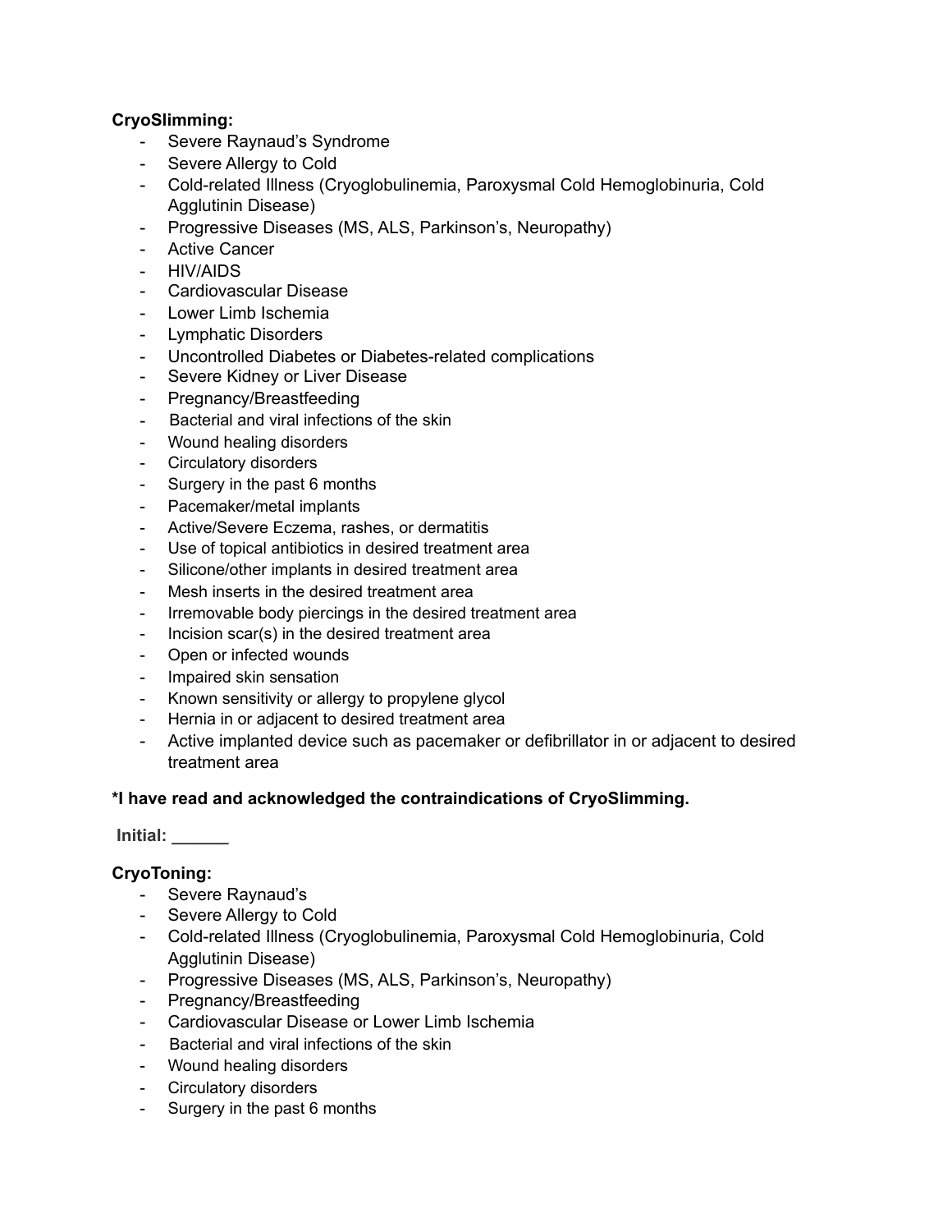**CryoSlimming:**

- Severe Raynaud's Syndrome
- Severe Allergy to Cold
- Cold-related Illness (Cryoglobulinemia, Paroxysmal Cold Hemoglobinuria, Cold Agglutinin Disease)
- Progressive Diseases (MS, ALS, Parkinson's, Neuropathy)
- Active Cancer
- HIV/AIDS
- Cardiovascular Disease
- Lower Limb Ischemia
- Lymphatic Disorders
- Uncontrolled Diabetes or Diabetes-related complications
- Severe Kidney or Liver Disease
- Pregnancy/Breastfeeding
- Bacterial and viral infections of the skin
- Wound healing disorders
- Circulatory disorders
- Surgery in the past 6 months
- Pacemaker/metal implants
- Active/Severe Eczema, rashes, or dermatitis
- Use of topical antibiotics in desired treatment area
- Silicone/other implants in desired treatment area
- Mesh inserts in the desired treatment area
- Irremovable body piercings in the desired treatment area
- Incision scar(s) in the desired treatment area
- Open or infected wounds
- Impaired skin sensation
- Known sensitivity or allergy to propylene glycol
- Hernia in or adjacent to desired treatment area
- Active implanted device such as pacemaker or defibrillator in or adjacent to desired treatment area

**\*I have read and acknowledged the contraindications of CryoSlimming.**

**Initial: ______**

**CryoToning:**

- Severe Raynaud's
- Severe Allergy to Cold
- Cold-related Illness (Cryoglobulinemia, Paroxysmal Cold Hemoglobinuria, Cold Agglutinin Disease)
- Progressive Diseases (MS, ALS, Parkinson's, Neuropathy)
- Pregnancy/Breastfeeding
- Cardiovascular Disease or Lower Limb Ischemia
- Bacterial and viral infections of the skin
- Wound healing disorders
- Circulatory disorders
- Surgery in the past 6 months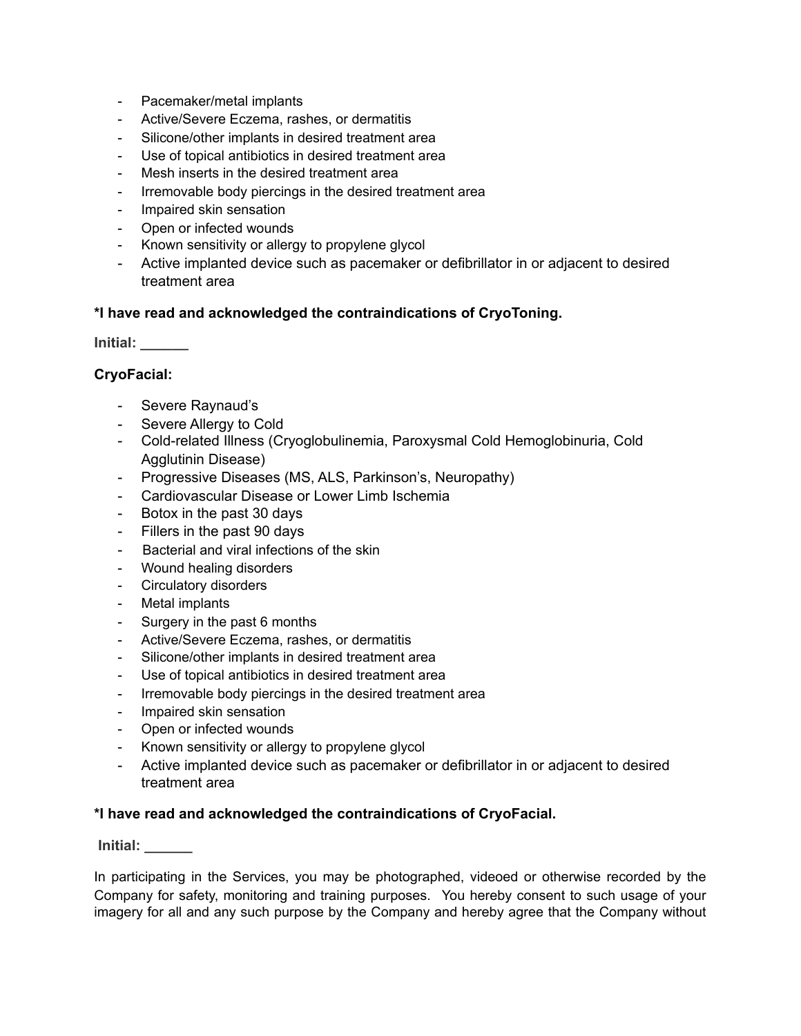- Pacemaker/metal implants
- Active/Severe Eczema, rashes, or dermatitis
- Silicone/other implants in desired treatment area
- Use of topical antibiotics in desired treatment area
- Mesh inserts in the desired treatment area
- Irremovable body piercings in the desired treatment area
- Impaired skin sensation
- Open or infected wounds
- Known sensitivity or allergy to propylene glycol
- Active implanted device such as pacemaker or defibrillator in or adjacent to desired treatment area

**\*I have read and acknowledged the contraindications of CryoToning.**

**Initial: ______**

**CryoFacial:**

- Severe Raynaud's
- Severe Allergy to Cold
- Cold-related Illness (Cryoglobulinemia, Paroxysmal Cold Hemoglobinuria, Cold Agglutinin Disease)
- Progressive Diseases (MS, ALS, Parkinson's, Neuropathy)
- Cardiovascular Disease or Lower Limb Ischemia
- Botox in the past 30 days
- Fillers in the past 90 days
- Bacterial and viral infections of the skin
- Wound healing disorders
- Circulatory disorders
- Metal implants
- Surgery in the past 6 months
- Active/Severe Eczema, rashes, or dermatitis
- Silicone/other implants in desired treatment area
- Use of topical antibiotics in desired treatment area
- Irremovable body piercings in the desired treatment area
- Impaired skin sensation
- Open or infected wounds
- Known sensitivity or allergy to propylene glycol
- Active implanted device such as pacemaker or defibrillator in or adjacent to desired treatment area

**\*I have read and acknowledged the contraindications of CryoFacial.**

**Initial: ______**

In participating in the Services, you may be photographed, videoed or otherwise recorded by the Company for safety, monitoring and training purposes. You hereby consent to such usage of your imagery for all and any such purpose by the Company and hereby agree that the Company without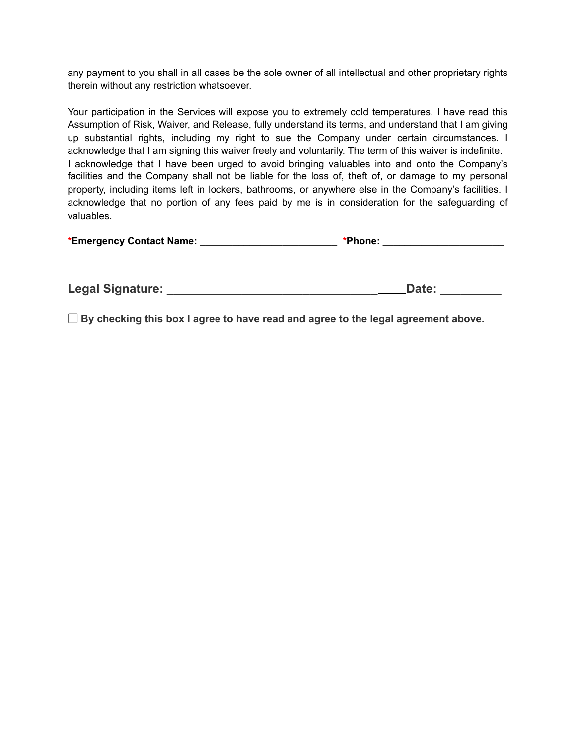any payment to you shall in all cases be the sole owner of all intellectual and other proprietary rights therein without any restriction whatsoever.

Your participation in the Services will expose you to extremely cold temperatures. I have read this Assumption of Risk, Waiver, and Release, fully understand its terms, and understand that I am giving up substantial rights, including my right to sue the Company under certain circumstances. I acknowledge that I am signing this waiver freely and voluntarily. The term of this waiver is indefinite.
I acknowledge that I have been urged to avoid bringing valuables into and onto the Company's facilities and the Company shall not be liable for the loss of, theft of, or damage to my personal property, including items left in lockers, bathrooms, or anywhere else in the Company's facilities. I acknowledge that no portion of any fees paid by me is in consideration for the safeguarding of valuables.

**\*Emergency Contact Name: _________________________ \*Phone: _____________________**

**Legal Signature: _____________________________________Date: _________**

☐ **By checking this box I agree to have read and agree to the legal agreement above.**